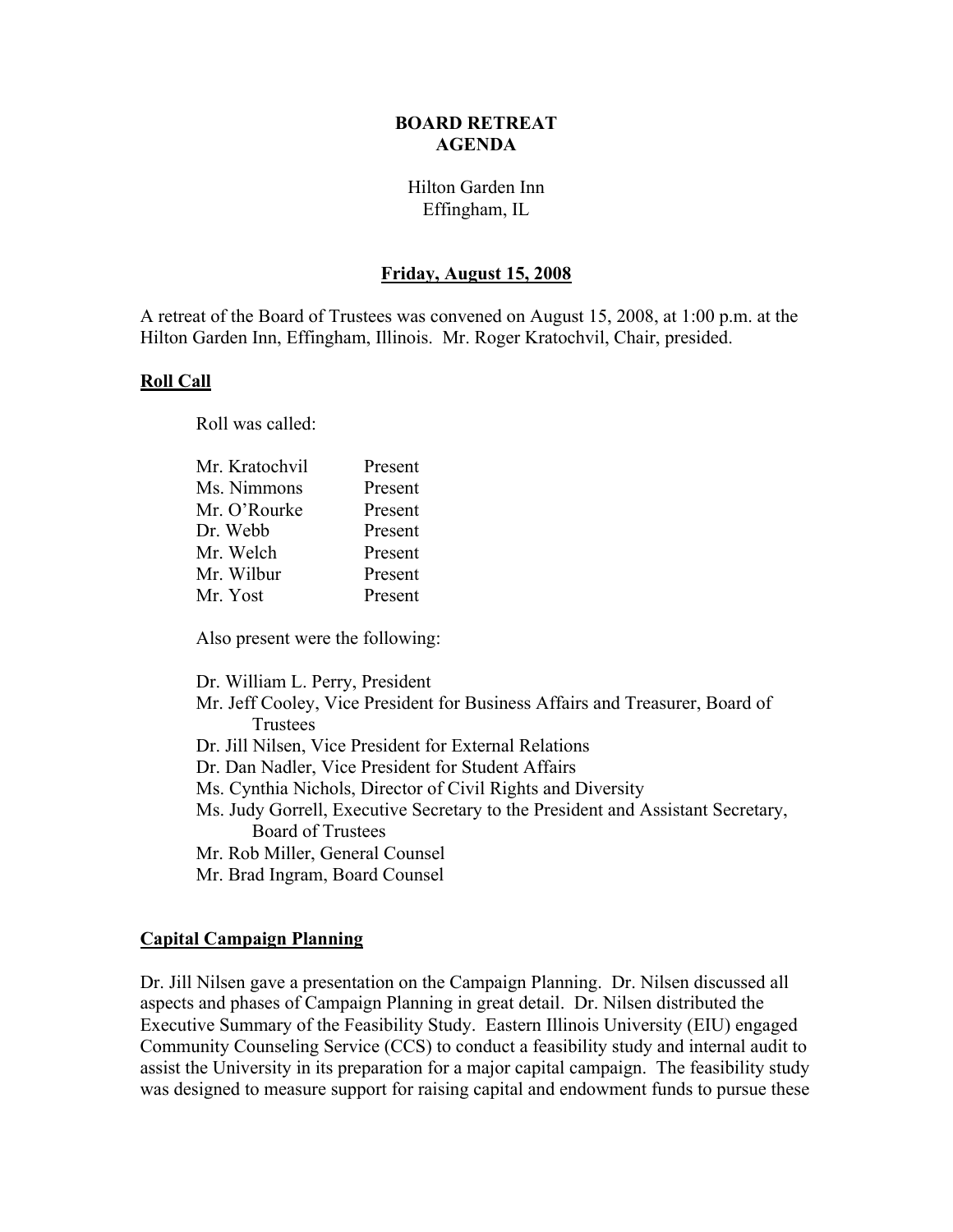# BOARD RETREAT AGENDA

Hilton Garden Inn
Effingham, IL

## Friday, August 15, 2008

A retreat of the Board of Trustees was convened on August 15, 2008, at 1:00 p.m. at the Hilton Garden Inn, Effingham, Illinois. Mr. Roger Kratochvil, Chair, presided.

### Roll Call

Roll was called:

| | |
|---|---|
| Mr. Kratochvil | Present |
| Ms. Nimmons | Present |
| Mr. O'Rourke | Present |
| Dr. Webb | Present |
| Mr. Welch | Present |
| Mr. Wilbur | Present |
| Mr. Yost | Present |

Also present were the following:

Dr. William L. Perry, President
Mr. Jeff Cooley, Vice President for Business Affairs and Treasurer, Board of Trustees
Dr. Jill Nilsen, Vice President for External Relations
Dr. Dan Nadler, Vice President for Student Affairs
Ms. Cynthia Nichols, Director of Civil Rights and Diversity
Ms. Judy Gorrell, Executive Secretary to the President and Assistant Secretary, Board of Trustees
Mr. Rob Miller, General Counsel
Mr. Brad Ingram, Board Counsel

### Capital Campaign Planning

Dr. Jill Nilsen gave a presentation on the Campaign Planning. Dr. Nilsen discussed all aspects and phases of Campaign Planning in great detail. Dr. Nilsen distributed the Executive Summary of the Feasibility Study. Eastern Illinois University (EIU) engaged Community Counseling Service (CCS) to conduct a feasibility study and internal audit to assist the University in its preparation for a major capital campaign. The feasibility study was designed to measure support for raising capital and endowment funds to pursue these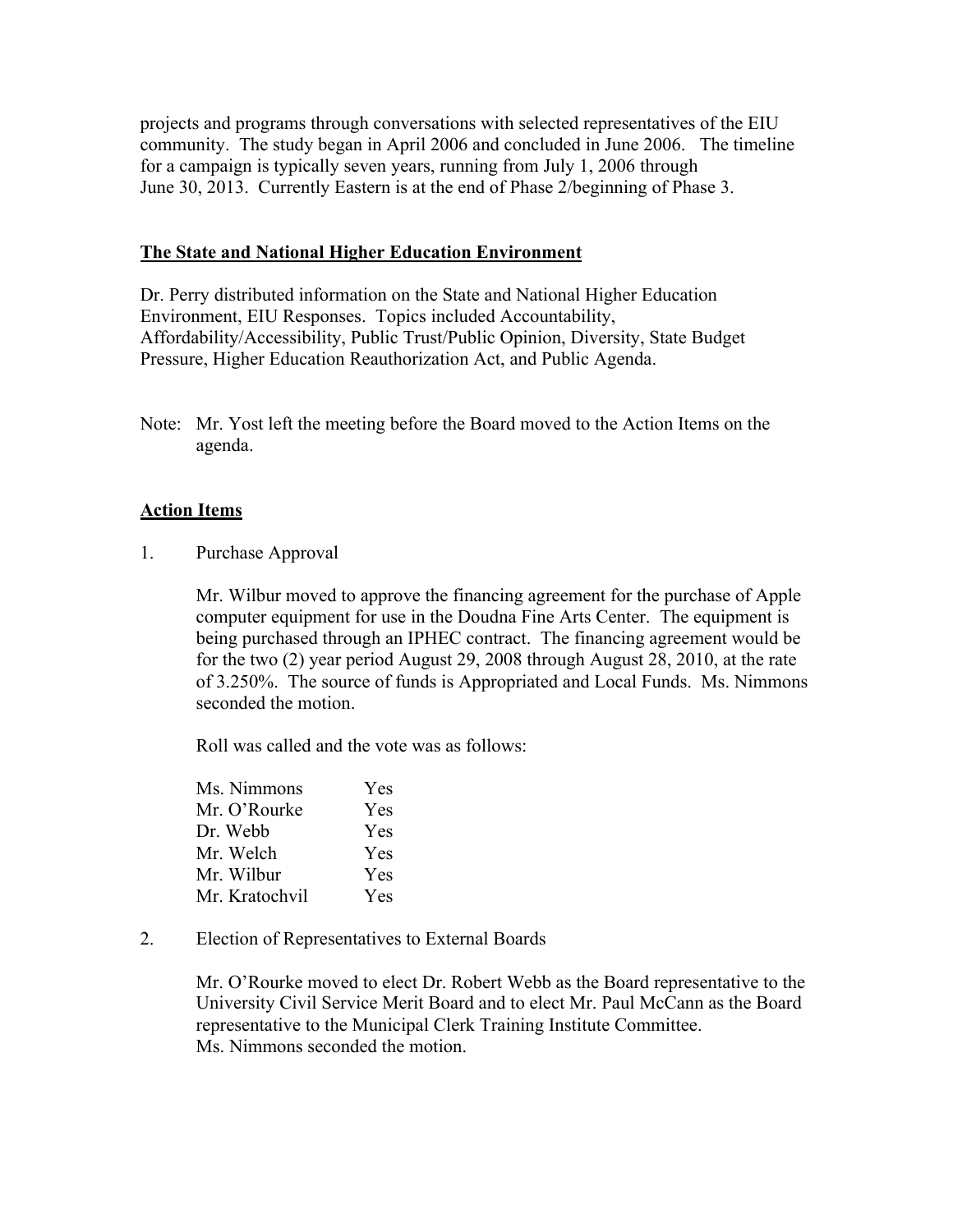projects and programs through conversations with selected representatives of the EIU community. The study began in April 2006 and concluded in June 2006. The timeline for a campaign is typically seven years, running from July 1, 2006 through June 30, 2013. Currently Eastern is at the end of Phase 2/beginning of Phase 3.

## The State and National Higher Education Environment

Dr. Perry distributed information on the State and National Higher Education Environment, EIU Responses. Topics included Accountability, Affordability/Accessibility, Public Trust/Public Opinion, Diversity, State Budget Pressure, Higher Education Reauthorization Act, and Public Agenda.

Note: Mr. Yost left the meeting before the Board moved to the Action Items on the agenda.

## Action Items

1. Purchase Approval

   Mr. Wilbur moved to approve the financing agreement for the purchase of Apple computer equipment for use in the Doudna Fine Arts Center. The equipment is being purchased through an IPHEC contract. The financing agreement would be for the two (2) year period August 29, 2008 through August 28, 2010, at the rate of 3.250%. The source of funds is Appropriated and Local Funds. Ms. Nimmons seconded the motion.

   Roll was called and the vote was as follows:

   | | |
   |---|---|
   | Ms. Nimmons | Yes |
   | Mr. O'Rourke | Yes |
   | Dr. Webb | Yes |
   | Mr. Welch | Yes |
   | Mr. Wilbur | Yes |
   | Mr. Kratochvil | Yes |

2. Election of Representatives to External Boards

   Mr. O'Rourke moved to elect Dr. Robert Webb as the Board representative to the University Civil Service Merit Board and to elect Mr. Paul McCann as the Board representative to the Municipal Clerk Training Institute Committee. Ms. Nimmons seconded the motion.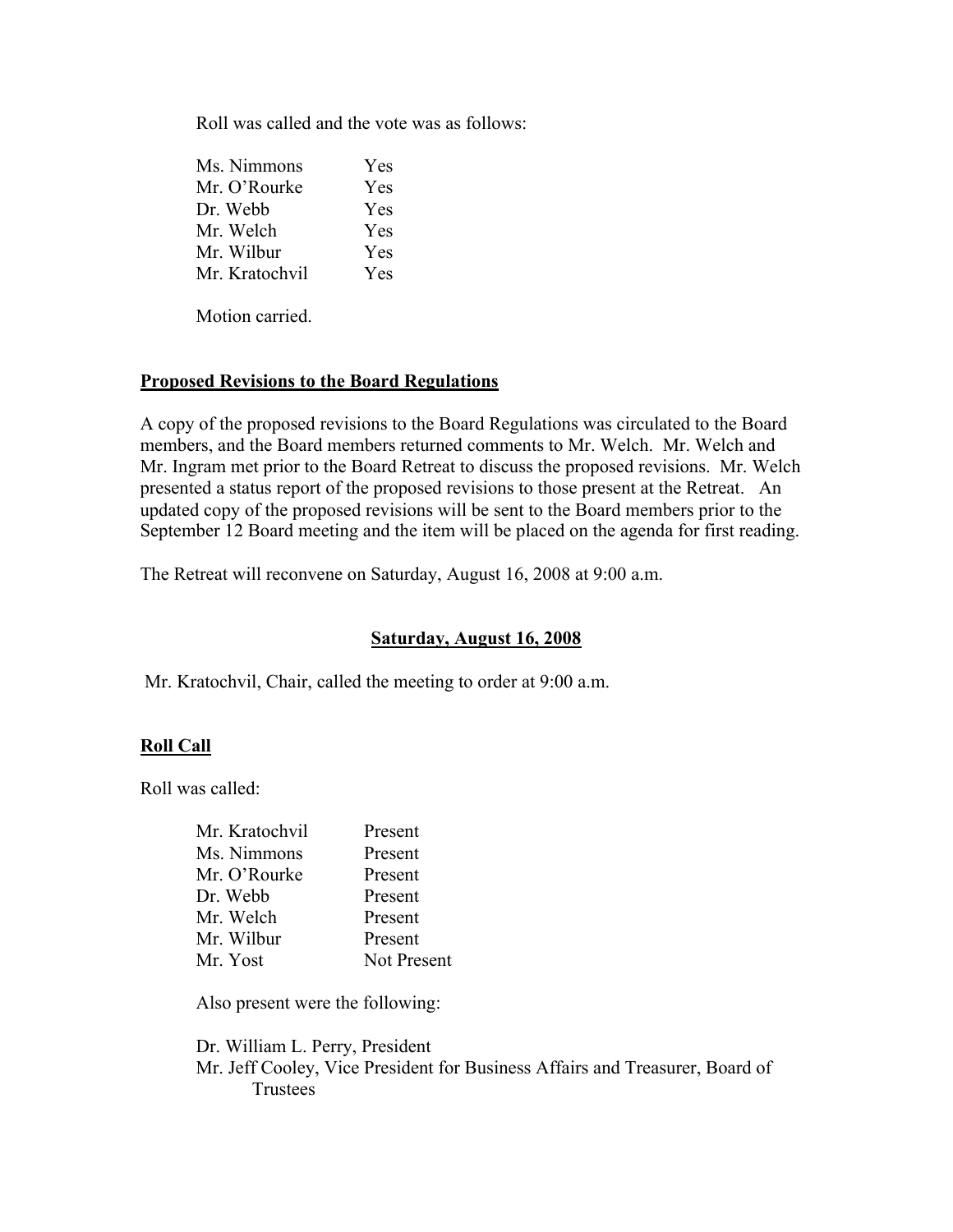Roll was called and the vote was as follows:

| | |
|---|---|
| Ms. Nimmons | Yes |
| Mr. O'Rourke | Yes |
| Dr. Webb | Yes |
| Mr. Welch | Yes |
| Mr. Wilbur | Yes |
| Mr. Kratochvil | Yes |

Motion carried.

**Proposed Revisions to the Board Regulations**

A copy of the proposed revisions to the Board Regulations was circulated to the Board members, and the Board members returned comments to Mr. Welch. Mr. Welch and Mr. Ingram met prior to the Board Retreat to discuss the proposed revisions. Mr. Welch presented a status report of the proposed revisions to those present at the Retreat. An updated copy of the proposed revisions will be sent to the Board members prior to the September 12 Board meeting and the item will be placed on the agenda for first reading.

The Retreat will reconvene on Saturday, August 16, 2008 at 9:00 a.m.

**Saturday, August 16, 2008**

Mr. Kratochvil, Chair, called the meeting to order at 9:00 a.m.

**Roll Call**

Roll was called:

| | |
|---|---|
| Mr. Kratochvil | Present |
| Ms. Nimmons | Present |
| Mr. O'Rourke | Present |
| Dr. Webb | Present |
| Mr. Welch | Present |
| Mr. Wilbur | Present |
| Mr. Yost | Not Present |

Also present were the following:

Dr. William L. Perry, President
Mr. Jeff Cooley, Vice President for Business Affairs and Treasurer, Board of Trustees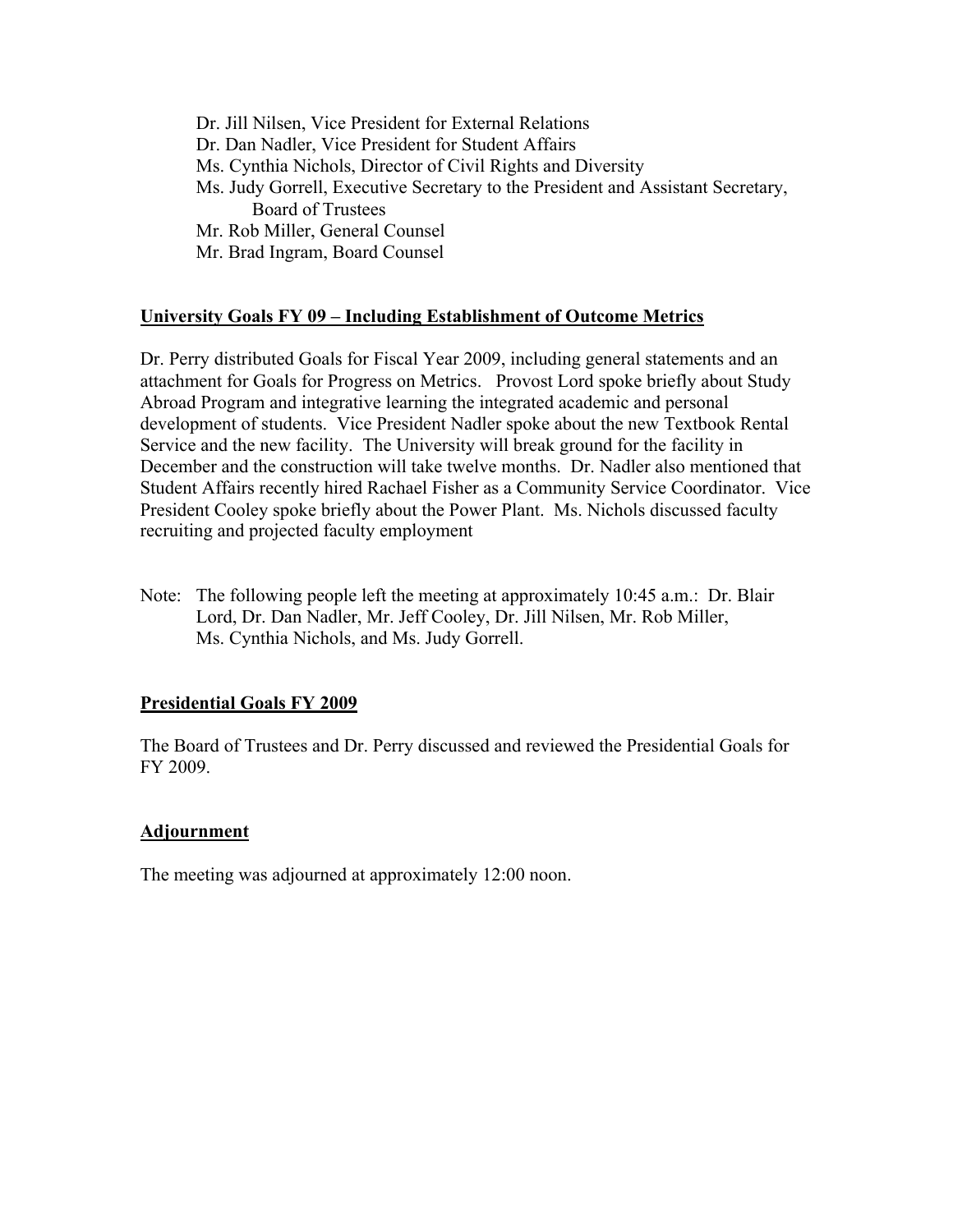Dr. Jill Nilsen, Vice President for External Relations
Dr. Dan Nadler, Vice President for Student Affairs
Ms. Cynthia Nichols, Director of Civil Rights and Diversity
Ms. Judy Gorrell, Executive Secretary to the President and Assistant Secretary, Board of Trustees
Mr. Rob Miller, General Counsel
Mr. Brad Ingram, Board Counsel

**<u>University Goals FY 09 – Including Establishment of Outcome Metrics</u>**

Dr. Perry distributed Goals for Fiscal Year 2009, including general statements and an attachment for Goals for Progress on Metrics. Provost Lord spoke briefly about Study Abroad Program and integrative learning the integrated academic and personal development of students. Vice President Nadler spoke about the new Textbook Rental Service and the new facility. The University will break ground for the facility in December and the construction will take twelve months. Dr. Nadler also mentioned that Student Affairs recently hired Rachael Fisher as a Community Service Coordinator. Vice President Cooley spoke briefly about the Power Plant. Ms. Nichols discussed faculty recruiting and projected faculty employment

Note: The following people left the meeting at approximately 10:45 a.m.: Dr. Blair Lord, Dr. Dan Nadler, Mr. Jeff Cooley, Dr. Jill Nilsen, Mr. Rob Miller, Ms. Cynthia Nichols, and Ms. Judy Gorrell.

**<u>Presidential Goals FY 2009</u>**

The Board of Trustees and Dr. Perry discussed and reviewed the Presidential Goals for FY 2009.

**<u>Adjournment</u>**

The meeting was adjourned at approximately 12:00 noon.